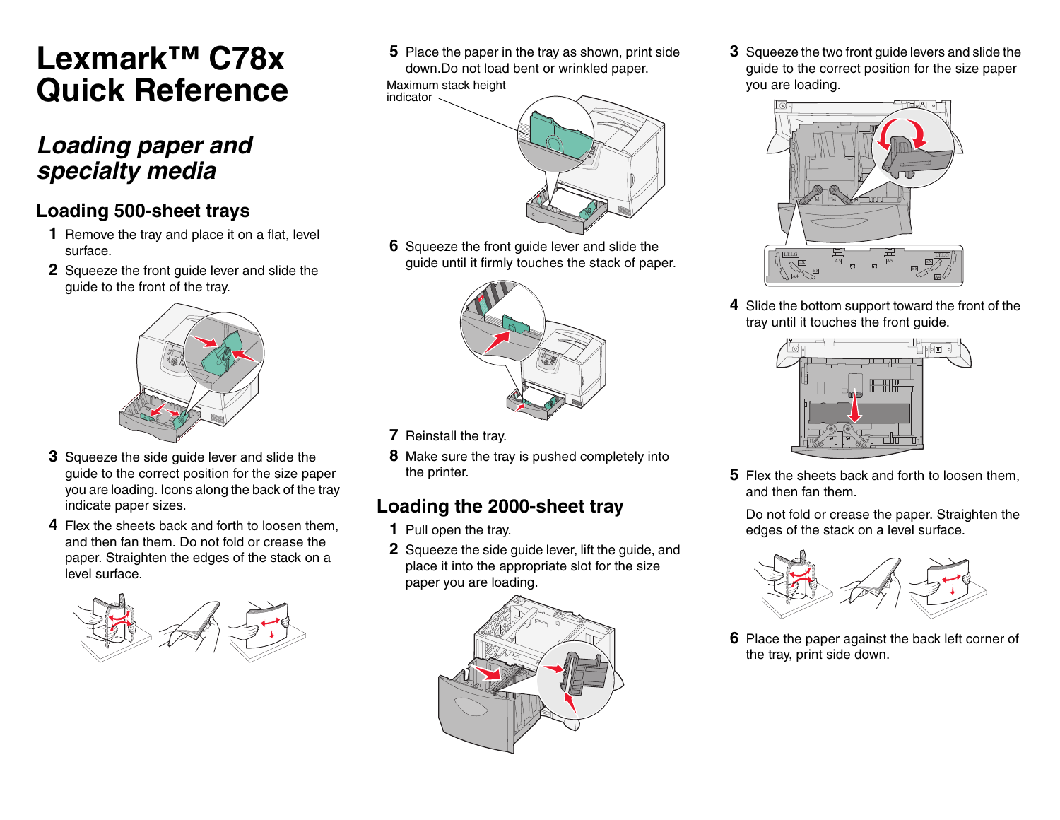# Lexmark™ C78x Quick Reference

## *Loading paper and specialty media*

### Loading 500-sheet trays

1. Remove the tray and place it on a flat, level surface.
2. Squeeze the front guide lever and slide the guide to the front of the tray.
3. Squeeze the side guide lever and slide the guide to the correct position for the size paper you are loading. Icons along the back of the tray indicate paper sizes.
4. Flex the sheets back and forth to loosen them, and then fan them. Do not fold or crease the paper. Straighten the edges of the stack on a level surface.
5. Place the paper in the tray as shown, print side down. Do not load bent or wrinkled paper.

Maximum stack height indicator

6. Squeeze the front guide lever and slide the guide until it firmly touches the stack of paper.
7. Reinstall the tray.
8. Make sure the tray is pushed completely into the printer.

### Loading the 2000-sheet tray

1. Pull open the tray.
2. Squeeze the side guide lever, lift the guide, and place it into the appropriate slot for the size paper you are loading.
3. Squeeze the two front guide levers and slide the guide to the correct position for the size paper you are loading.
4. Slide the bottom support toward the front of the tray until it touches the front guide.
5. Flex the sheets back and forth to loosen them, and then fan them.

   Do not fold or crease the paper. Straighten the edges of the stack on a level surface.
6. Place the paper against the back left corner of the tray, print side down.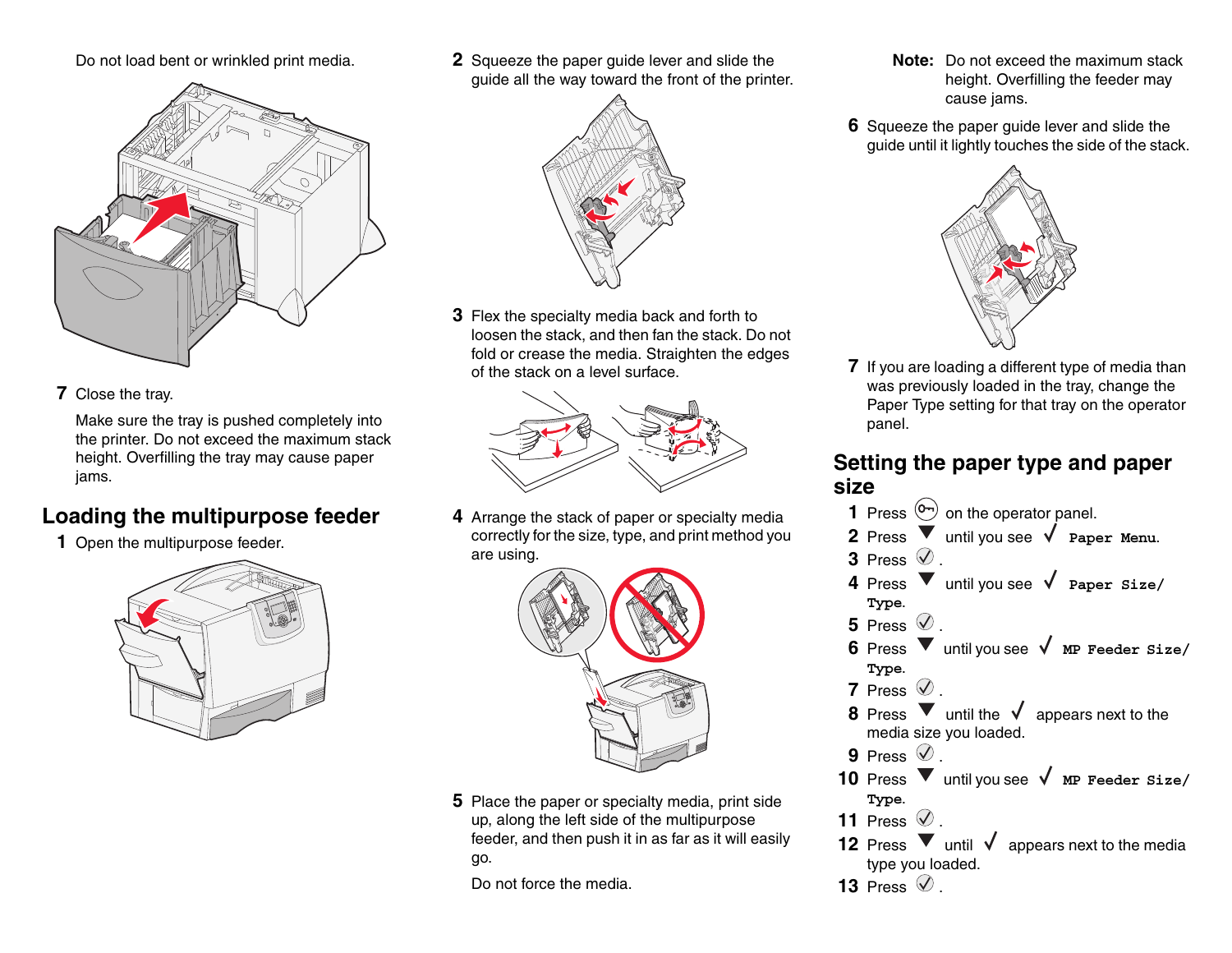Do not load bent or wrinkled print media.

**7** Close the tray.

Make sure the tray is pushed completely into the printer. Do not exceed the maximum stack height. Overfilling the tray may cause paper jams.

## Loading the multipurpose feeder

**1** Open the multipurpose feeder.

**2** Squeeze the paper guide lever and slide the guide all the way toward the front of the printer.

**3** Flex the specialty media back and forth to loosen the stack, and then fan the stack. Do not fold or crease the media. Straighten the edges of the stack on a level surface.

**4** Arrange the stack of paper or specialty media correctly for the size, type, and print method you are using.

**5** Place the paper or specialty media, print side up, along the left side of the multipurpose feeder, and then push it in as far as it will easily go.

Do not force the media.

**Note:** Do not exceed the maximum stack height. Overfilling the feeder may cause jams.

**6** Squeeze the paper guide lever and slide the guide until it lightly touches the side of the stack.

**7** If you are loading a different type of media than was previously loaded in the tray, change the Paper Type setting for that tray on the operator panel.

## Setting the paper type and paper size

**1** Press [Menu] on the operator panel.

**2** Press ▼ until you see √ `Paper Menu`.

**3** Press ✓.

**4** Press ▼ until you see √ `Paper Size/Type`.

**5** Press ✓.

**6** Press ▼ until you see √ `MP Feeder Size/Type`.

**7** Press ✓.

**8** Press ▼ until the √ appears next to the media size you loaded.

**9** Press ✓.

**10** Press ▼ until you see √ `MP Feeder Size/Type`.

**11** Press ✓.

**12** Press ▼ until √ appears next to the media type you loaded.

**13** Press ✓.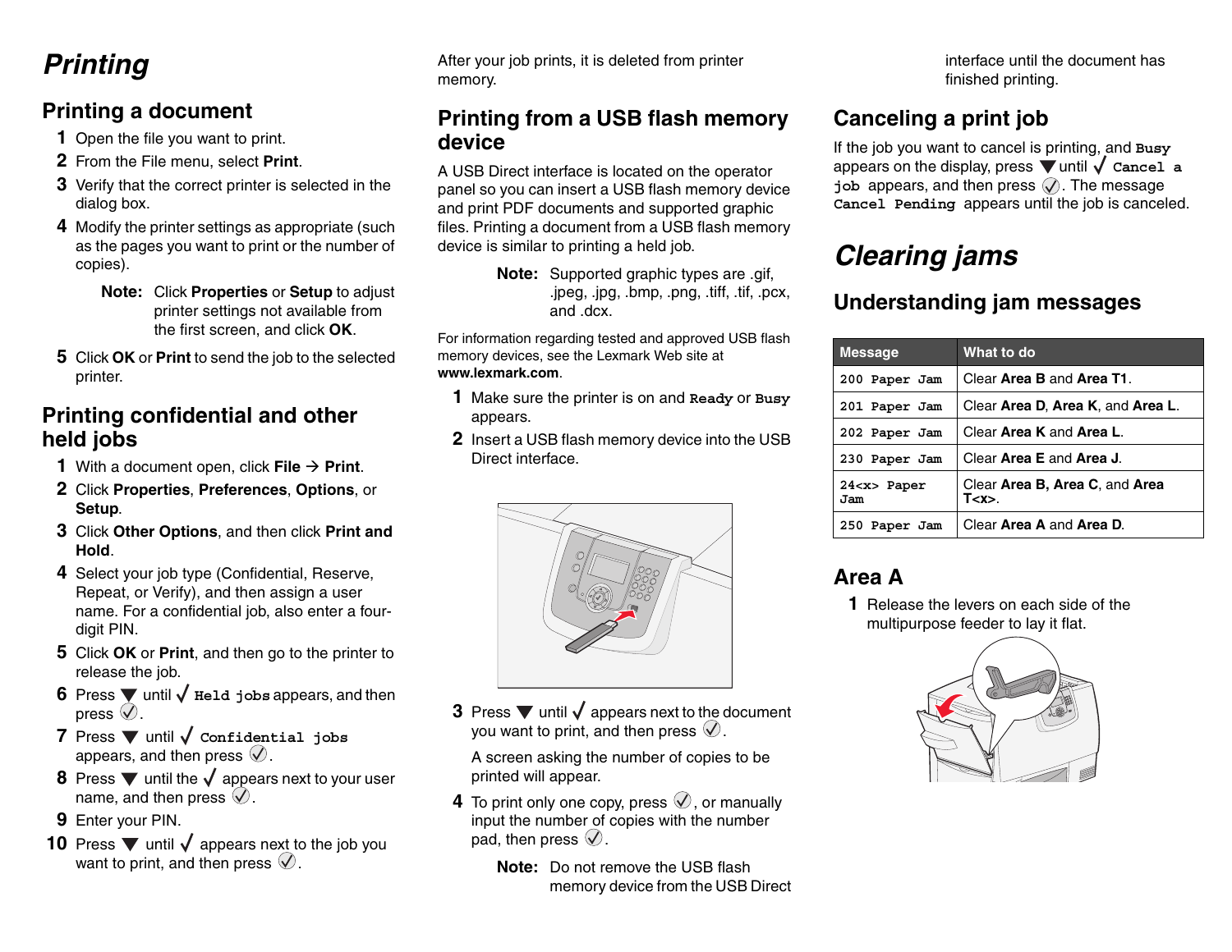# Printing

## Printing a document

1. Open the file you want to print.
2. From the File menu, select **Print**.
3. Verify that the correct printer is selected in the dialog box.
4. Modify the printer settings as appropriate (such as the pages you want to print or the number of copies).

   **Note:** Click **Properties** or **Setup** to adjust printer settings not available from the first screen, and click **OK**.

5. Click **OK** or **Print** to send the job to the selected printer.

## Printing confidential and other held jobs

1. With a document open, click **File** → **Print**.
2. Click **Properties**, **Preferences**, **Options**, or **Setup**.
3. Click **Other Options**, and then click **Print and Hold**.
4. Select your job type (Confidential, Reserve, Repeat, or Verify), and then assign a user name. For a confidential job, also enter a four-digit PIN.
5. Click **OK** or **Print**, and then go to the printer to release the job.
6. Press ▼ until √ `Held jobs` appears, and then press ✓.
7. Press ▼ until √ `Confidential jobs` appears, and then press ✓.
8. Press ▼ until the √ appears next to your user name, and then press ✓.
9. Enter your PIN.
10. Press ▼ until √ appears next to the job you want to print, and then press ✓.

After your job prints, it is deleted from printer memory.

## Printing from a USB flash memory device

A USB Direct interface is located on the operator panel so you can insert a USB flash memory device and print PDF documents and supported graphic files. Printing a document from a USB flash memory device is similar to printing a held job.

**Note:** Supported graphic types are .gif, .jpeg, .jpg, .bmp, .png, .tiff, .tif, .pcx, and .dcx.

For information regarding tested and approved USB flash memory devices, see the Lexmark Web site at **www.lexmark.com**.

1. Make sure the printer is on and `Ready` or `Busy` appears.
2. Insert a USB flash memory device into the USB Direct interface.
3. Press ▼ until √ appears next to the document you want to print, and then press ✓.

   A screen asking the number of copies to be printed will appear.

4. To print only one copy, press ✓, or manually input the number of copies with the number pad, then press ✓.

   **Note:** Do not remove the USB flash memory device from the USB Direct interface until the document has finished printing.

## Canceling a print job

If the job you want to cancel is printing, and `Busy` appears on the display, press ▼ until √ `Cancel a job` appears, and then press ✓. The message `Cancel Pending` appears until the job is canceled.

# Clearing jams

## Understanding jam messages

| Message | What to do |
| --- | --- |
| `200 Paper Jam` | Clear **Area B** and **Area T1**. |
| `201 Paper Jam` | Clear **Area D**, **Area K**, and **Area L**. |
| `202 Paper Jam` | Clear **Area K** and **Area L**. |
| `230 Paper Jam` | Clear **Area E** and **Area J**. |
| `24<x> Paper Jam` | Clear **Area B, Area C**, and **Area T<x>**. |
| `250 Paper Jam` | Clear **Area A** and **Area D**. |

## Area A

1. Release the levers on each side of the multipurpose feeder to lay it flat.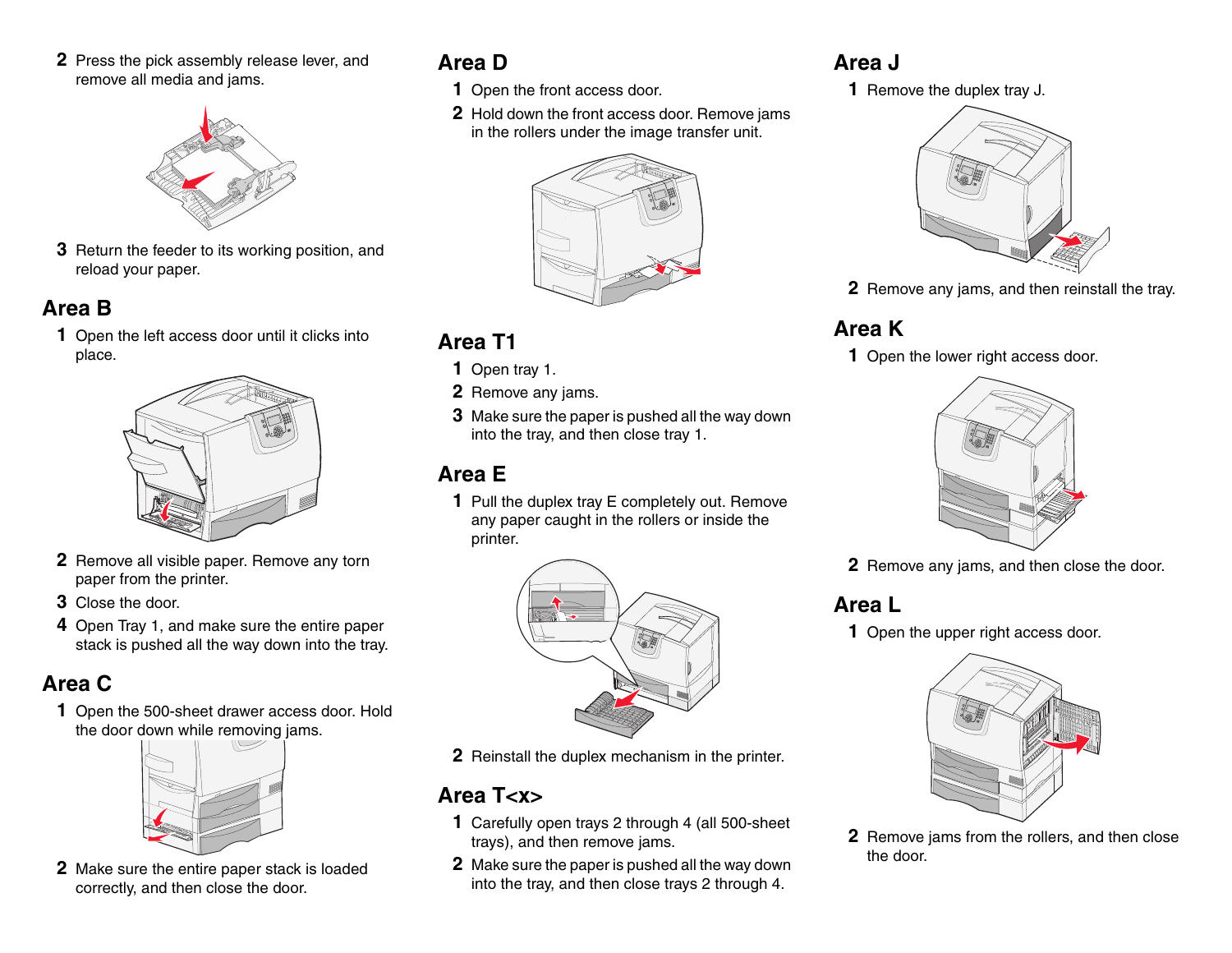2 Press the pick assembly release lever, and remove all media and jams.

3 Return the feeder to its working position, and reload your paper.

## Area B

1 Open the left access door until it clicks into place.

2 Remove all visible paper. Remove any torn paper from the printer.

3 Close the door.

4 Open Tray 1, and make sure the entire paper stack is pushed all the way down into the tray.

## Area C

1 Open the 500-sheet drawer access door. Hold the door down while removing jams.

2 Make sure the entire paper stack is loaded correctly, and then close the door.

## Area D

1 Open the front access door.

2 Hold down the front access door. Remove jams in the rollers under the image transfer unit.

## Area T1

1 Open tray 1.

2 Remove any jams.

3 Make sure the paper is pushed all the way down into the tray, and then close tray 1.

## Area E

1 Pull the duplex tray E completely out. Remove any paper caught in the rollers or inside the printer.

2 Reinstall the duplex mechanism in the printer.

## Area T<x>

1 Carefully open trays 2 through 4 (all 500-sheet trays), and then remove jams.

2 Make sure the paper is pushed all the way down into the tray, and then close trays 2 through 4.

## Area J

1 Remove the duplex tray J.

2 Remove any jams, and then reinstall the tray.

## Area K

1 Open the lower right access door.

2 Remove any jams, and then close the door.

## Area L

1 Open the upper right access door.

2 Remove jams from the rollers, and then close the door.